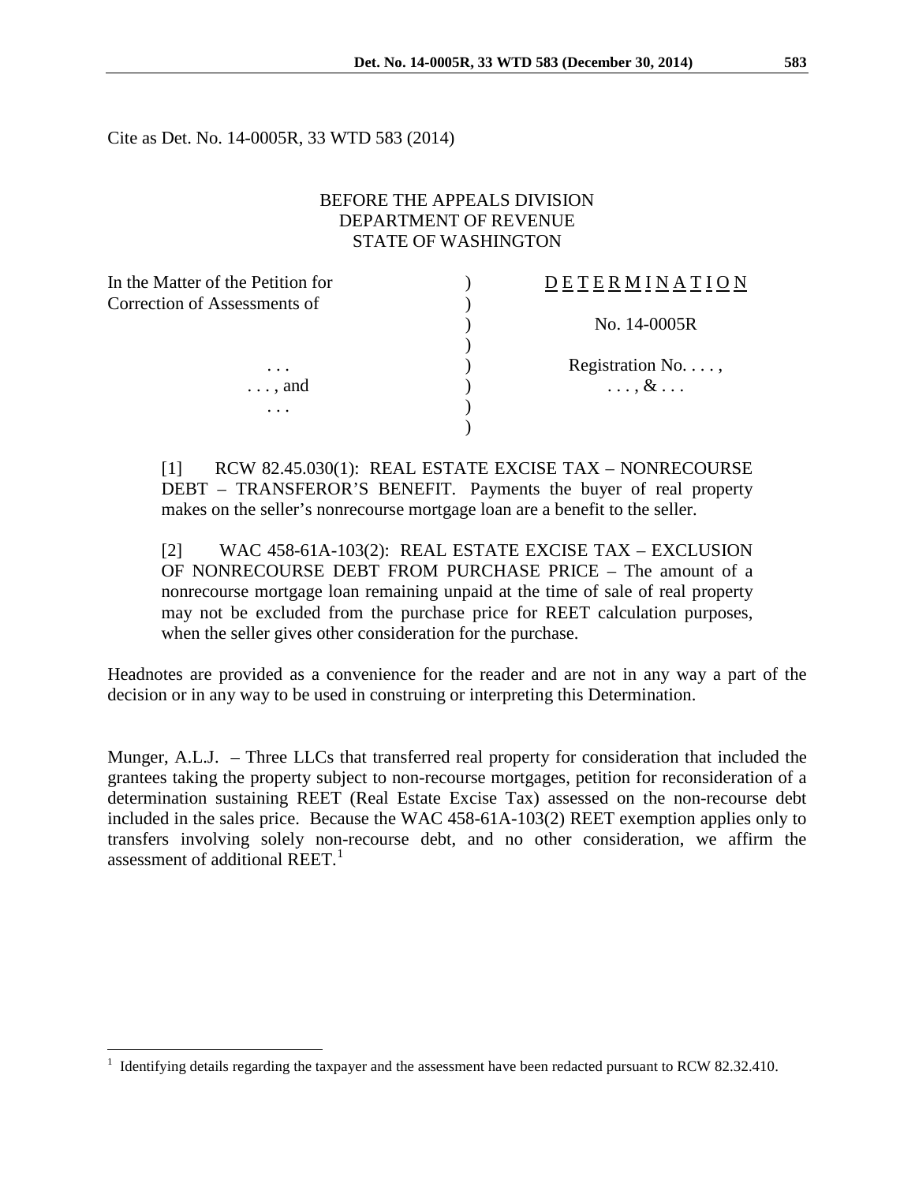Cite as Det. No. 14-0005R, 33 WTD 583 (2014)

BEFORE THE APPEALS DIVISION
DEPARTMENT OF REVENUE
STATE OF WASHINGTON

| | | |
|---|---|---|
| In the Matter of the Petition for | ) | D E T E R M I N A T I O N |
| Correction of Assessments of | ) | |
| | ) | No. 14-0005R |
| | ) | |
| . . . | ) | Registration No. . . . , |
| . . . , and | ) | . . . , & . . . |
| . . . | ) | |
| | ) | |

[1] RCW 82.45.030(1): REAL ESTATE EXCISE TAX – NONRECOURSE DEBT – TRANSFEROR'S BENEFIT. Payments the buyer of real property makes on the seller's nonrecourse mortgage loan are a benefit to the seller.

[2] WAC 458-61A-103(2): REAL ESTATE EXCISE TAX – EXCLUSION OF NONRECOURSE DEBT FROM PURCHASE PRICE – The amount of a nonrecourse mortgage loan remaining unpaid at the time of sale of real property may not be excluded from the purchase price for REET calculation purposes, when the seller gives other consideration for the purchase.

Headnotes are provided as a convenience for the reader and are not in any way a part of the decision or in any way to be used in construing or interpreting this Determination.

Munger, A.L.J. – Three LLCs that transferred real property for consideration that included the grantees taking the property subject to non-recourse mortgages, petition for reconsideration of a determination sustaining REET (Real Estate Excise Tax) assessed on the non-recourse debt included in the sales price. Because the WAC 458-61A-103(2) REET exemption applies only to transfers involving solely non-recourse debt, and no other consideration, we affirm the assessment of additional REET.[1]

[1] Identifying details regarding the taxpayer and the assessment have been redacted pursuant to RCW 82.32.410.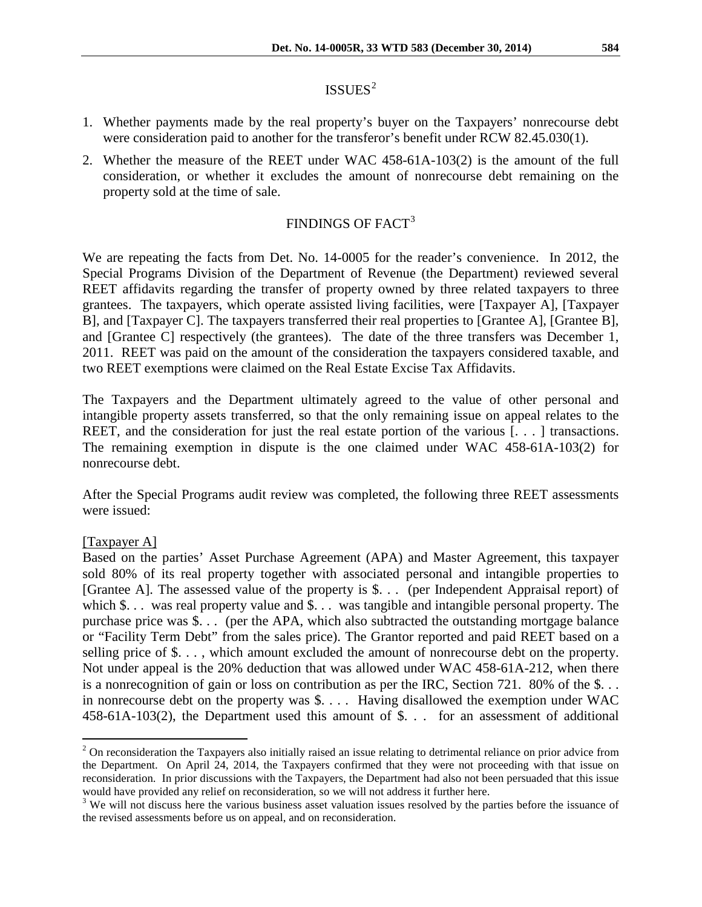## ISSUES[2]

1. Whether payments made by the real property's buyer on the Taxpayers' nonrecourse debt were consideration paid to another for the transferor's benefit under RCW 82.45.030(1).
2. Whether the measure of the REET under WAC 458-61A-103(2) is the amount of the full consideration, or whether it excludes the amount of nonrecourse debt remaining on the property sold at the time of sale.

## FINDINGS OF FACT[3]

We are repeating the facts from Det. No. 14-0005 for the reader's convenience. In 2012, the Special Programs Division of the Department of Revenue (the Department) reviewed several REET affidavits regarding the transfer of property owned by three related taxpayers to three grantees. The taxpayers, which operate assisted living facilities, were [Taxpayer A], [Taxpayer B], and [Taxpayer C]. The taxpayers transferred their real properties to [Grantee A], [Grantee B], and [Grantee C] respectively (the grantees). The date of the three transfers was December 1, 2011. REET was paid on the amount of the consideration the taxpayers considered taxable, and two REET exemptions were claimed on the Real Estate Excise Tax Affidavits.

The Taxpayers and the Department ultimately agreed to the value of other personal and intangible property assets transferred, so that the only remaining issue on appeal relates to the REET, and the consideration for just the real estate portion of the various [. . . ] transactions. The remaining exemption in dispute is the one claimed under WAC 458-61A-103(2) for nonrecourse debt.

After the Special Programs audit review was completed, the following three REET assessments were issued:

[Taxpayer A]
Based on the parties' Asset Purchase Agreement (APA) and Master Agreement, this taxpayer sold 80% of its real property together with associated personal and intangible properties to [Grantee A]. The assessed value of the property is $. . . (per Independent Appraisal report) of which $. . . was real property value and $. . . was tangible and intangible personal property. The purchase price was $. . . (per the APA, which also subtracted the outstanding mortgage balance or "Facility Term Debt" from the sales price). The Grantor reported and paid REET based on a selling price of $. . . , which amount excluded the amount of nonrecourse debt on the property. Not under appeal is the 20% deduction that was allowed under WAC 458-61A-212, when there is a nonrecognition of gain or loss on contribution as per the IRC, Section 721. 80% of the $. . . in nonrecourse debt on the property was $. . . . Having disallowed the exemption under WAC 458-61A-103(2), the Department used this amount of $. . . for an assessment of additional

---

[2] On reconsideration the Taxpayers also initially raised an issue relating to detrimental reliance on prior advice from the Department. On April 24, 2014, the Taxpayers confirmed that they were not proceeding with that issue on reconsideration. In prior discussions with the Taxpayers, the Department had also not been persuaded that this issue would have provided any relief on reconsideration, so we will not address it further here.

[3] We will not discuss here the various business asset valuation issues resolved by the parties before the issuance of the revised assessments before us on appeal, and on reconsideration.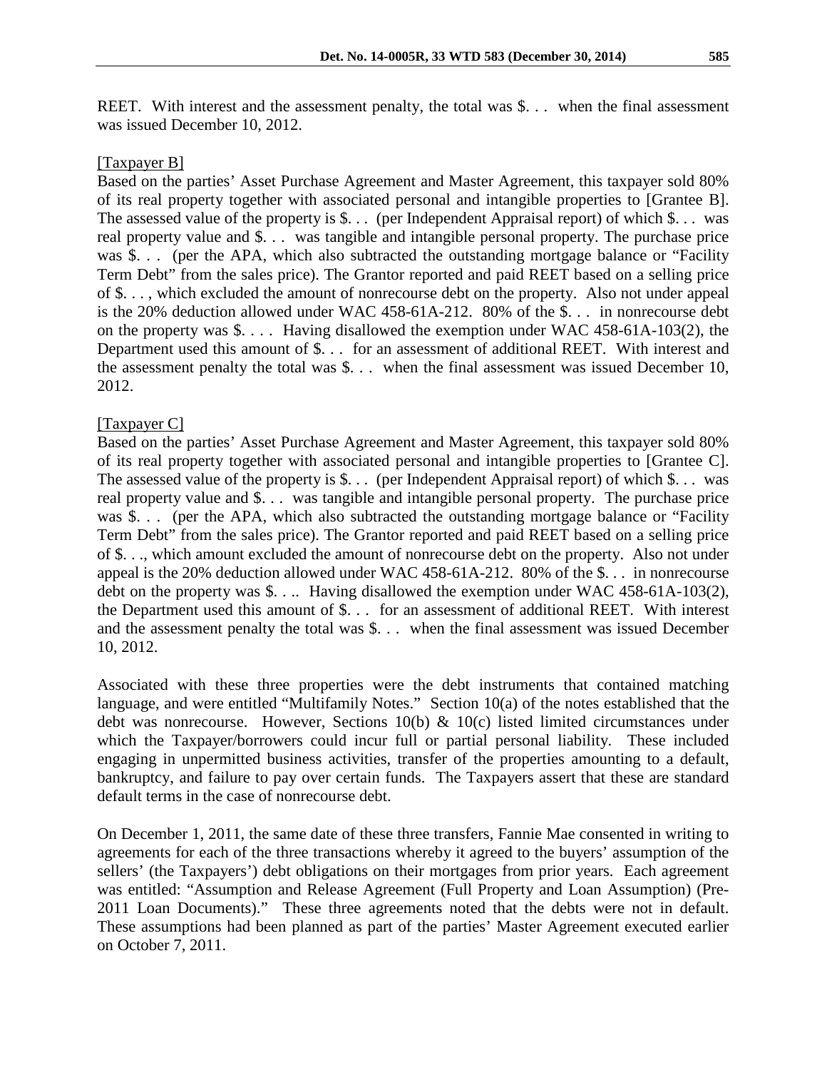REET. With interest and the assessment penalty, the total was $. . . when the final assessment was issued December 10, 2012.

[Taxpayer B]

Based on the parties' Asset Purchase Agreement and Master Agreement, this taxpayer sold 80% of its real property together with associated personal and intangible properties to [Grantee B]. The assessed value of the property is $. . . (per Independent Appraisal report) of which $. . . was real property value and $. . . was tangible and intangible personal property. The purchase price was $. . . (per the APA, which also subtracted the outstanding mortgage balance or "Facility Term Debt" from the sales price). The Grantor reported and paid REET based on a selling price of $. . . , which excluded the amount of nonrecourse debt on the property. Also not under appeal is the 20% deduction allowed under WAC 458-61A-212. 80% of the $. . . in nonrecourse debt on the property was $. . . . Having disallowed the exemption under WAC 458-61A-103(2), the Department used this amount of $. . . for an assessment of additional REET. With interest and the assessment penalty the total was $. . . when the final assessment was issued December 10, 2012.

[Taxpayer C]

Based on the parties' Asset Purchase Agreement and Master Agreement, this taxpayer sold 80% of its real property together with associated personal and intangible properties to [Grantee C]. The assessed value of the property is $. . . (per Independent Appraisal report) of which $. . . was real property value and $. . . was tangible and intangible personal property. The purchase price was $. . . (per the APA, which also subtracted the outstanding mortgage balance or "Facility Term Debt" from the sales price). The Grantor reported and paid REET based on a selling price of $. . ., which amount excluded the amount of nonrecourse debt on the property. Also not under appeal is the 20% deduction allowed under WAC 458-61A-212. 80% of the $. . . in nonrecourse debt on the property was $. . .. Having disallowed the exemption under WAC 458-61A-103(2), the Department used this amount of $. . . for an assessment of additional REET. With interest and the assessment penalty the total was $. . . when the final assessment was issued December 10, 2012.

Associated with these three properties were the debt instruments that contained matching language, and were entitled "Multifamily Notes." Section 10(a) of the notes established that the debt was nonrecourse. However, Sections 10(b) & 10(c) listed limited circumstances under which the Taxpayer/borrowers could incur full or partial personal liability. These included engaging in unpermitted business activities, transfer of the properties amounting to a default, bankruptcy, and failure to pay over certain funds. The Taxpayers assert that these are standard default terms in the case of nonrecourse debt.

On December 1, 2011, the same date of these three transfers, Fannie Mae consented in writing to agreements for each of the three transactions whereby it agreed to the buyers' assumption of the sellers' (the Taxpayers') debt obligations on their mortgages from prior years. Each agreement was entitled: "Assumption and Release Agreement (Full Property and Loan Assumption) (Pre-2011 Loan Documents)." These three agreements noted that the debts were not in default. These assumptions had been planned as part of the parties' Master Agreement executed earlier on October 7, 2011.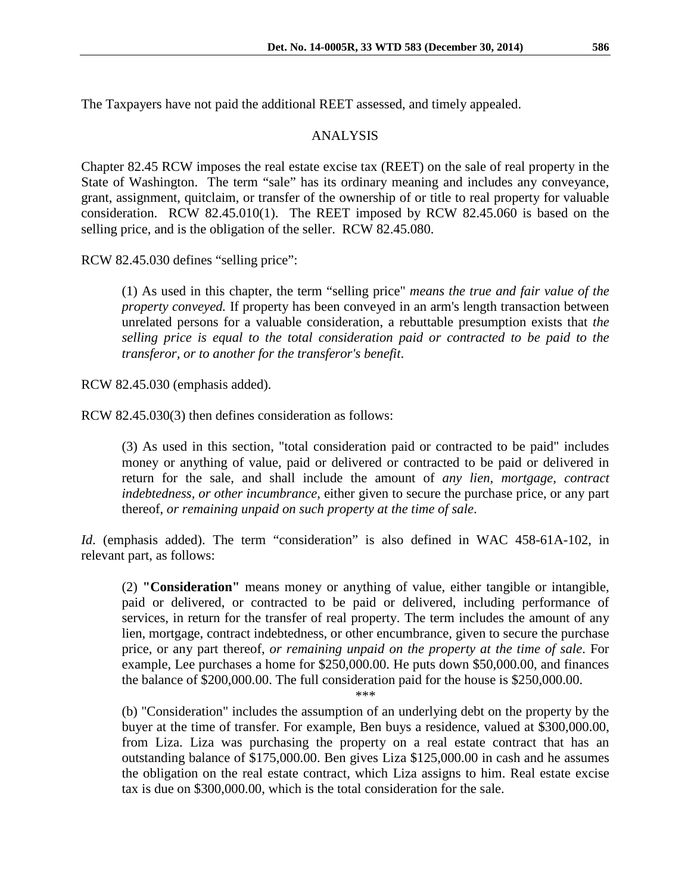The Taxpayers have not paid the additional REET assessed, and timely appealed.

## ANALYSIS

Chapter 82.45 RCW imposes the real estate excise tax (REET) on the sale of real property in the State of Washington. The term "sale" has its ordinary meaning and includes any conveyance, grant, assignment, quitclaim, or transfer of the ownership of or title to real property for valuable consideration. RCW 82.45.010(1). The REET imposed by RCW 82.45.060 is based on the selling price, and is the obligation of the seller. RCW 82.45.080.

RCW 82.45.030 defines "selling price":

> (1) As used in this chapter, the term "selling price" *means the true and fair value of the property conveyed.* If property has been conveyed in an arm's length transaction between unrelated persons for a valuable consideration, a rebuttable presumption exists that *the selling price is equal to the total consideration paid or contracted to be paid to the transferor, or to another for the transferor's benefit*.

RCW 82.45.030 (emphasis added).

RCW 82.45.030(3) then defines consideration as follows:

> (3) As used in this section, "total consideration paid or contracted to be paid" includes money or anything of value, paid or delivered or contracted to be paid or delivered in return for the sale, and shall include the amount of *any lien, mortgage, contract indebtedness, or other incumbrance*, either given to secure the purchase price, or any part thereof, *or remaining unpaid on such property at the time of sale*.

*Id*. (emphasis added). The term "consideration" is also defined in WAC 458-61A-102, in relevant part, as follows:

> (2) **"Consideration"** means money or anything of value, either tangible or intangible, paid or delivered, or contracted to be paid or delivered, including performance of services, in return for the transfer of real property. The term includes the amount of any lien, mortgage, contract indebtedness, or other encumbrance, given to secure the purchase price, or any part thereof, *or remaining unpaid on the property at the time of sale*. For example, Lee purchases a home for $250,000.00. He puts down $50,000.00, and finances the balance of $200,000.00. The full consideration paid for the house is $250,000.00.
>
> ***
>
> (b) "Consideration" includes the assumption of an underlying debt on the property by the buyer at the time of transfer. For example, Ben buys a residence, valued at $300,000.00, from Liza. Liza was purchasing the property on a real estate contract that has an outstanding balance of $175,000.00. Ben gives Liza $125,000.00 in cash and he assumes the obligation on the real estate contract, which Liza assigns to him. Real estate excise tax is due on $300,000.00, which is the total consideration for the sale.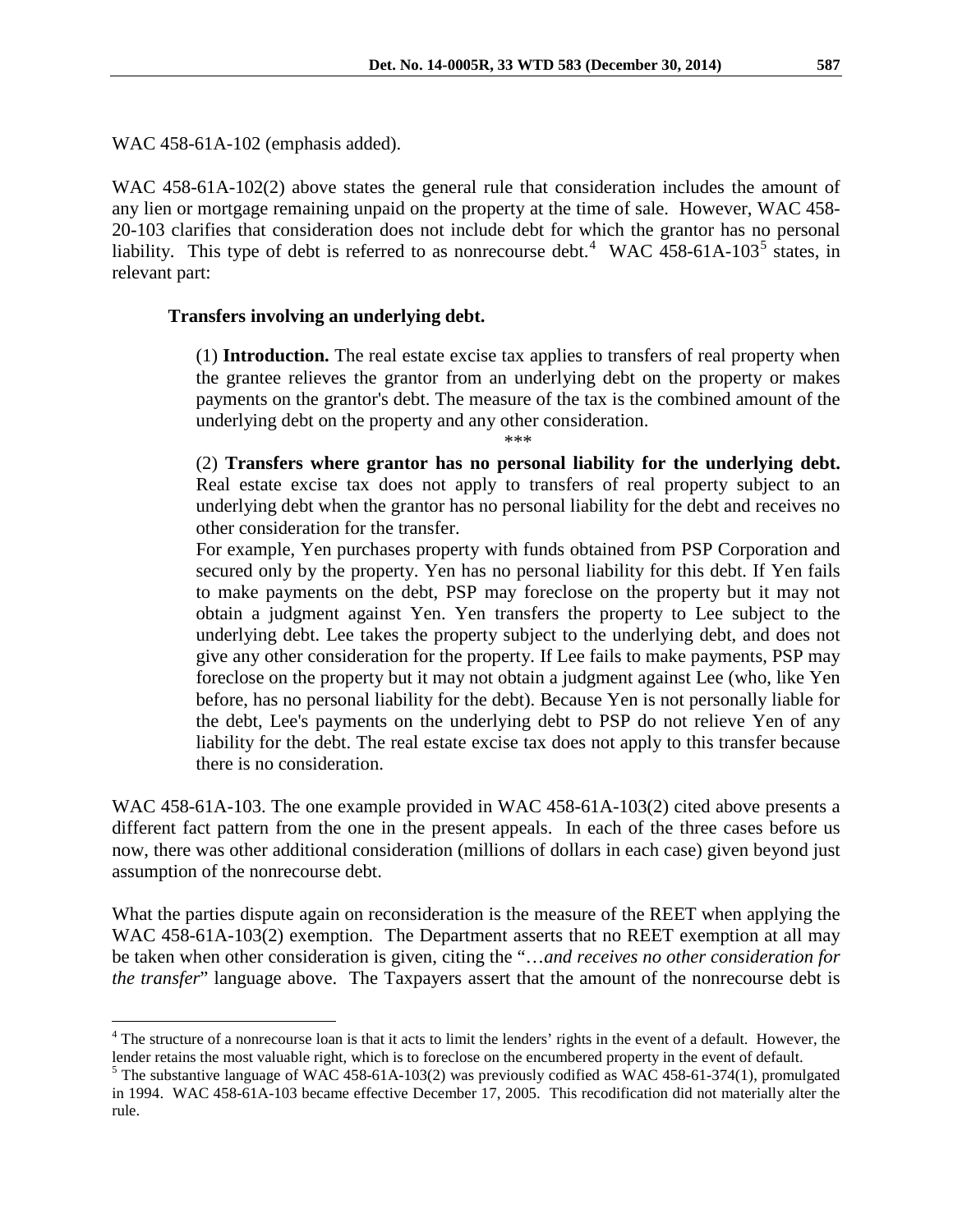WAC 458-61A-102 (emphasis added).

WAC 458-61A-102(2) above states the general rule that consideration includes the amount of any lien or mortgage remaining unpaid on the property at the time of sale. However, WAC 458-20-103 clarifies that consideration does not include debt for which the grantor has no personal liability. This type of debt is referred to as nonrecourse debt.[4] WAC 458-61A-103[5] states, in relevant part:

> **Transfers involving an underlying debt.**
>
> (1) **Introduction.** The real estate excise tax applies to transfers of real property when the grantee relieves the grantor from an underlying debt on the property or makes payments on the grantor's debt. The measure of the tax is the combined amount of the underlying debt on the property and any other consideration.
>
> \*\*\*
>
> (2) **Transfers where grantor has no personal liability for the underlying debt.** Real estate excise tax does not apply to transfers of real property subject to an underlying debt when the grantor has no personal liability for the debt and receives no other consideration for the transfer.
>
> For example, Yen purchases property with funds obtained from PSP Corporation and secured only by the property. Yen has no personal liability for this debt. If Yen fails to make payments on the debt, PSP may foreclose on the property but it may not obtain a judgment against Yen. Yen transfers the property to Lee subject to the underlying debt. Lee takes the property subject to the underlying debt, and does not give any other consideration for the property. If Lee fails to make payments, PSP may foreclose on the property but it may not obtain a judgment against Lee (who, like Yen before, has no personal liability for the debt). Because Yen is not personally liable for the debt, Lee's payments on the underlying debt to PSP do not relieve Yen of any liability for the debt. The real estate excise tax does not apply to this transfer because there is no consideration.

WAC 458-61A-103. The one example provided in WAC 458-61A-103(2) cited above presents a different fact pattern from the one in the present appeals. In each of the three cases before us now, there was other additional consideration (millions of dollars in each case) given beyond just assumption of the nonrecourse debt.

What the parties dispute again on reconsideration is the measure of the REET when applying the WAC 458-61A-103(2) exemption. The Department asserts that no REET exemption at all may be taken when other consideration is given, citing the "…*and receives no other consideration for the transfer*" language above. The Taxpayers assert that the amount of the nonrecourse debt is

---

[4] The structure of a nonrecourse loan is that it acts to limit the lenders' rights in the event of a default. However, the lender retains the most valuable right, which is to foreclose on the encumbered property in the event of default.

[5] The substantive language of WAC 458-61A-103(2) was previously codified as WAC 458-61-374(1), promulgated in 1994. WAC 458-61A-103 became effective December 17, 2005. This recodification did not materially alter the rule.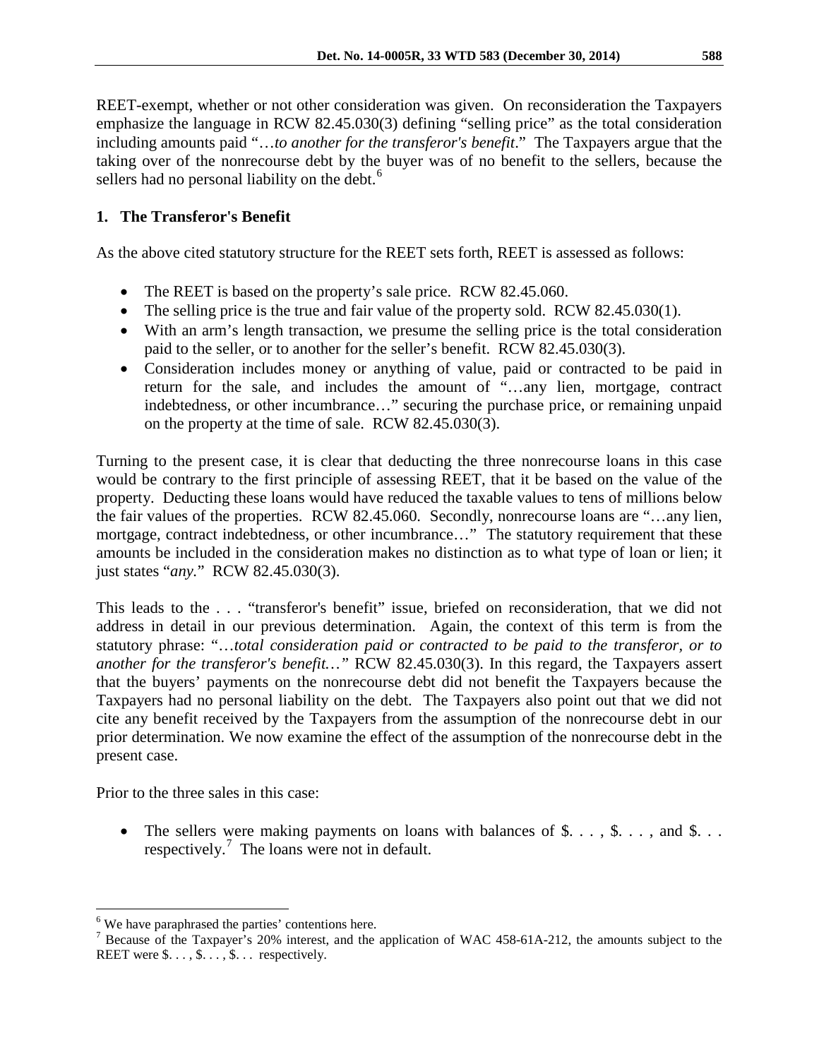REET-exempt, whether or not other consideration was given. On reconsideration the Taxpayers emphasize the language in RCW 82.45.030(3) defining "selling price" as the total consideration including amounts paid "…*to another for the transferor's benefit*." The Taxpayers argue that the taking over of the nonrecourse debt by the buyer was of no benefit to the sellers, because the sellers had no personal liability on the debt.[6]

## 1. The Transferor's Benefit

As the above cited statutory structure for the REET sets forth, REET is assessed as follows:

- The REET is based on the property's sale price. RCW 82.45.060.
- The selling price is the true and fair value of the property sold. RCW 82.45.030(1).
- With an arm's length transaction, we presume the selling price is the total consideration paid to the seller, or to another for the seller's benefit. RCW 82.45.030(3).
- Consideration includes money or anything of value, paid or contracted to be paid in return for the sale, and includes the amount of "…any lien, mortgage, contract indebtedness, or other incumbrance…" securing the purchase price, or remaining unpaid on the property at the time of sale. RCW 82.45.030(3).

Turning to the present case, it is clear that deducting the three nonrecourse loans in this case would be contrary to the first principle of assessing REET, that it be based on the value of the property. Deducting these loans would have reduced the taxable values to tens of millions below the fair values of the properties. RCW 82.45.060. Secondly, nonrecourse loans are "…any lien, mortgage, contract indebtedness, or other incumbrance…" The statutory requirement that these amounts be included in the consideration makes no distinction as to what type of loan or lien; it just states "*any.*" RCW 82.45.030(3).

This leads to the . . . "transferor's benefit" issue, briefed on reconsideration, that we did not address in detail in our previous determination. Again, the context of this term is from the statutory phrase: "…*total consideration paid or contracted to be paid to the transferor, or to another for the transferor's benefit…*" RCW 82.45.030(3). In this regard, the Taxpayers assert that the buyers' payments on the nonrecourse debt did not benefit the Taxpayers because the Taxpayers had no personal liability on the debt. The Taxpayers also point out that we did not cite any benefit received by the Taxpayers from the assumption of the nonrecourse debt in our prior determination. We now examine the effect of the assumption of the nonrecourse debt in the present case.

Prior to the three sales in this case:

- The sellers were making payments on loans with balances of \$. . . , \$. . . , and \$. . . respectively.[7] The loans were not in default.

---

[6] We have paraphrased the parties' contentions here.

[7] Because of the Taxpayer's 20% interest, and the application of WAC 458-61A-212, the amounts subject to the REET were \$. . . , \$. . . , \$. . . respectively.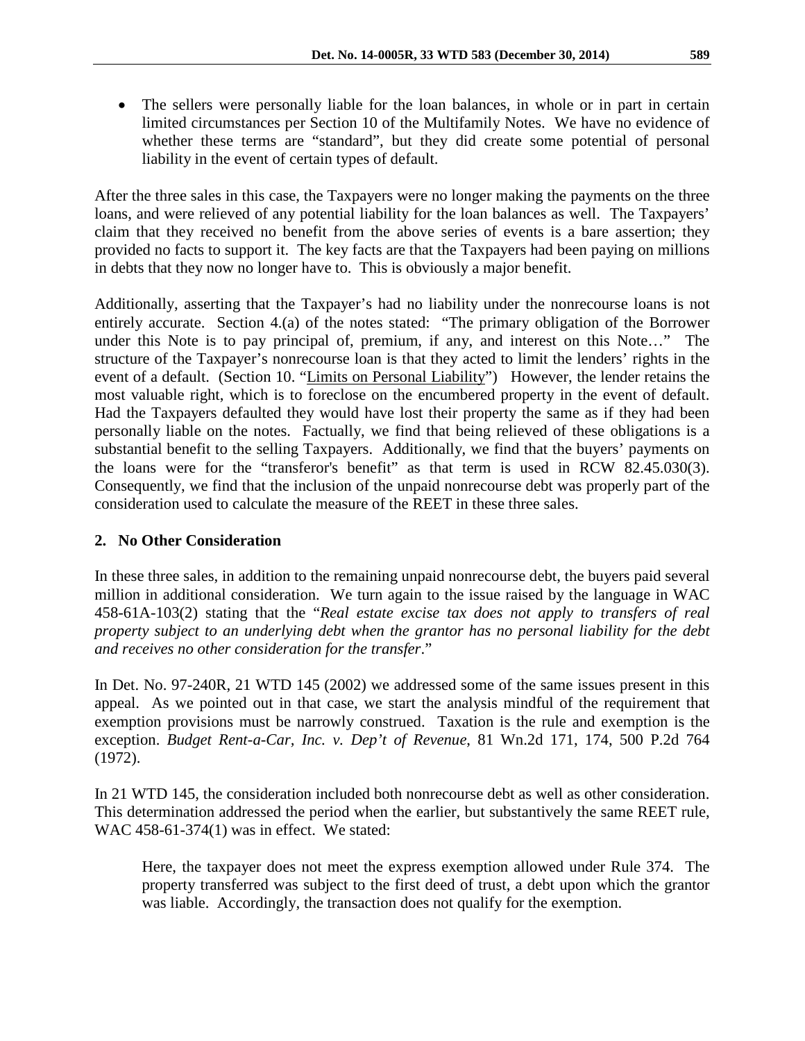- The sellers were personally liable for the loan balances, in whole or in part in certain limited circumstances per Section 10 of the Multifamily Notes. We have no evidence of whether these terms are "standard", but they did create some potential of personal liability in the event of certain types of default.

After the three sales in this case, the Taxpayers were no longer making the payments on the three loans, and were relieved of any potential liability for the loan balances as well. The Taxpayers' claim that they received no benefit from the above series of events is a bare assertion; they provided no facts to support it. The key facts are that the Taxpayers had been paying on millions in debts that they now no longer have to. This is obviously a major benefit.

Additionally, asserting that the Taxpayer's had no liability under the nonrecourse loans is not entirely accurate. Section 4.(a) of the notes stated: "The primary obligation of the Borrower under this Note is to pay principal of, premium, if any, and interest on this Note…" The structure of the Taxpayer's nonrecourse loan is that they acted to limit the lenders' rights in the event of a default. (Section 10. "Limits on Personal Liability") However, the lender retains the most valuable right, which is to foreclose on the encumbered property in the event of default. Had the Taxpayers defaulted they would have lost their property the same as if they had been personally liable on the notes. Factually, we find that being relieved of these obligations is a substantial benefit to the selling Taxpayers. Additionally, we find that the buyers' payments on the loans were for the "transferor's benefit" as that term is used in RCW 82.45.030(3). Consequently, we find that the inclusion of the unpaid nonrecourse debt was properly part of the consideration used to calculate the measure of the REET in these three sales.

## 2. No Other Consideration

In these three sales, in addition to the remaining unpaid nonrecourse debt, the buyers paid several million in additional consideration. We turn again to the issue raised by the language in WAC 458-61A-103(2) stating that the "*Real estate excise tax does not apply to transfers of real property subject to an underlying debt when the grantor has no personal liability for the debt and receives no other consideration for the transfer*."

In Det. No. 97-240R, 21 WTD 145 (2002) we addressed some of the same issues present in this appeal. As we pointed out in that case, we start the analysis mindful of the requirement that exemption provisions must be narrowly construed. Taxation is the rule and exemption is the exception. *Budget Rent-a-Car, Inc. v. Dep't of Revenue*, 81 Wn.2d 171, 174, 500 P.2d 764 (1972).

In 21 WTD 145, the consideration included both nonrecourse debt as well as other consideration. This determination addressed the period when the earlier, but substantively the same REET rule, WAC 458-61-374(1) was in effect. We stated:

> Here, the taxpayer does not meet the express exemption allowed under Rule 374. The property transferred was subject to the first deed of trust, a debt upon which the grantor was liable. Accordingly, the transaction does not qualify for the exemption.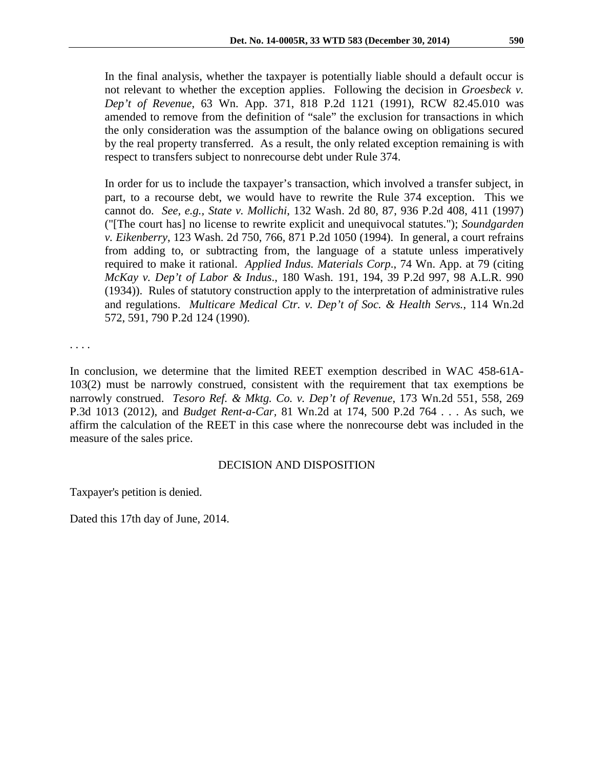> In the final analysis, whether the taxpayer is potentially liable should a default occur is not relevant to whether the exception applies. Following the decision in *Groesbeck v. Dep't of Revenue*, 63 Wn. App. 371, 818 P.2d 1121 (1991), RCW 82.45.010 was amended to remove from the definition of "sale" the exclusion for transactions in which the only consideration was the assumption of the balance owing on obligations secured by the real property transferred. As a result, the only related exception remaining is with respect to transfers subject to nonrecourse debt under Rule 374.
>
> In order for us to include the taxpayer's transaction, which involved a transfer subject, in part, to a recourse debt, we would have to rewrite the Rule 374 exception. This we cannot do. *See, e.g., State v. Mollichi*, 132 Wash. 2d 80, 87, 936 P.2d 408, 411 (1997) ("[The court has] no license to rewrite explicit and unequivocal statutes."); *Soundgarden v. Eikenberry*, 123 Wash. 2d 750, 766, 871 P.2d 1050 (1994). In general, a court refrains from adding to, or subtracting from, the language of a statute unless imperatively required to make it rational. *Applied Indus. Materials Corp*., 74 Wn. App. at 79 (citing *McKay v. Dep't of Labor & Indus*., 180 Wash. 191, 194, 39 P.2d 997, 98 A.L.R. 990 (1934)). Rules of statutory construction apply to the interpretation of administrative rules and regulations. *Multicare Medical Ctr. v. Dep't of Soc. & Health Servs.*, 114 Wn.2d 572, 591, 790 P.2d 124 (1990).

. . . .

In conclusion, we determine that the limited REET exemption described in WAC 458-61A-103(2) must be narrowly construed, consistent with the requirement that tax exemptions be narrowly construed. *Tesoro Ref. & Mktg. Co. v. Dep't of Revenue*, 173 Wn.2d 551, 558, 269 P.3d 1013 (2012), and *Budget Rent-a-Car*, 81 Wn.2d at 174, 500 P.2d 764 . . . As such, we affirm the calculation of the REET in this case where the nonrecourse debt was included in the measure of the sales price.

## DECISION AND DISPOSITION

Taxpayer's petition is denied.

Dated this 17th day of June, 2014.